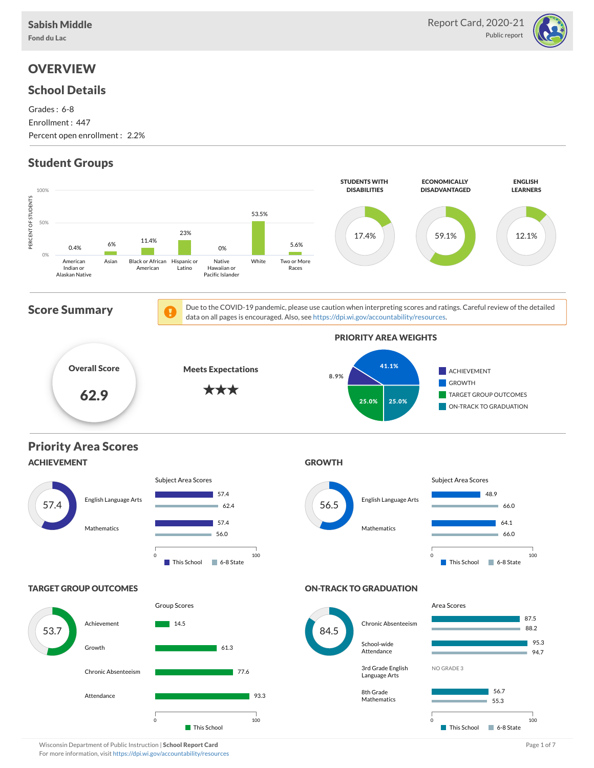**Sabish Middle**
Fond du Lac

Report Card, 2020-21
Public report

# OVERVIEW

## School Details

Grades : 6-8
Enrollment : 447
Percent open enrollment : 2.2%

## Student Groups

| Group | Percent of Students |
|---|---|
| American Indian or Alaskan Native | 0.4% |
| Asian | 6% |
| Black or African American | 11.4% |
| Hispanic or Latino | 23% |
| Native Hawaiian or Pacific Islander | 0% |
| White | 53.5% |
| Two or More Races | 5.6% |

| Students with Disabilities | Economically Disadvantaged | English Learners |
|---|---|---|
| 17.4% | 59.1% | 12.1% |

## Score Summary

Due to the COVID-19 pandemic, please use caution when interpreting scores and ratings. Careful review of the detailed data on all pages is encouraged. Also, see https://dpi.wi.gov/accountability/resources.

**Overall Score**: 62.9

**Meets Expectations** ★★★

### Priority Area Weights

| Priority Area | Weight |
|---|---|
| Achievement | 8.9% |
| Growth | 41.1% |
| Target Group Outcomes | 25.0% |
| On-Track to Graduation | 25.0% |

## Priority Area Scores

### ACHIEVEMENT

Score: 57.4

| Subject Area Scores | This School | 6-8 State |
|---|---|---|
| English Language Arts | 57.4 | 62.4 |
| Mathematics | 57.4 | 56.0 |

### GROWTH

Score: 56.5

| Subject Area Scores | This School | 6-8 State |
|---|---|---|
| English Language Arts | 48.9 | 66.0 |
| Mathematics | 64.1 | 66.0 |

### TARGET GROUP OUTCOMES

Score: 53.7

| Group Scores | This School |
|---|---|
| Achievement | 14.5 |
| Growth | 61.3 |
| Chronic Absenteeism | 77.6 |
| Attendance | 93.3 |

### ON-TRACK TO GRADUATION

Score: 84.5

| Area Scores | This School | 6-8 State |
|---|---|---|
| Chronic Absenteeism | 87.5 | 88.2 |
| School-wide Attendance | 95.3 | 94.7 |
| 3rd Grade English Language Arts | NO GRADE 3 | |
| 8th Grade Mathematics | 56.7 | 55.3 |

Wisconsin Department of Public Instruction | **School Report Card**
For more information, visit https://dpi.wi.gov/accountability/resources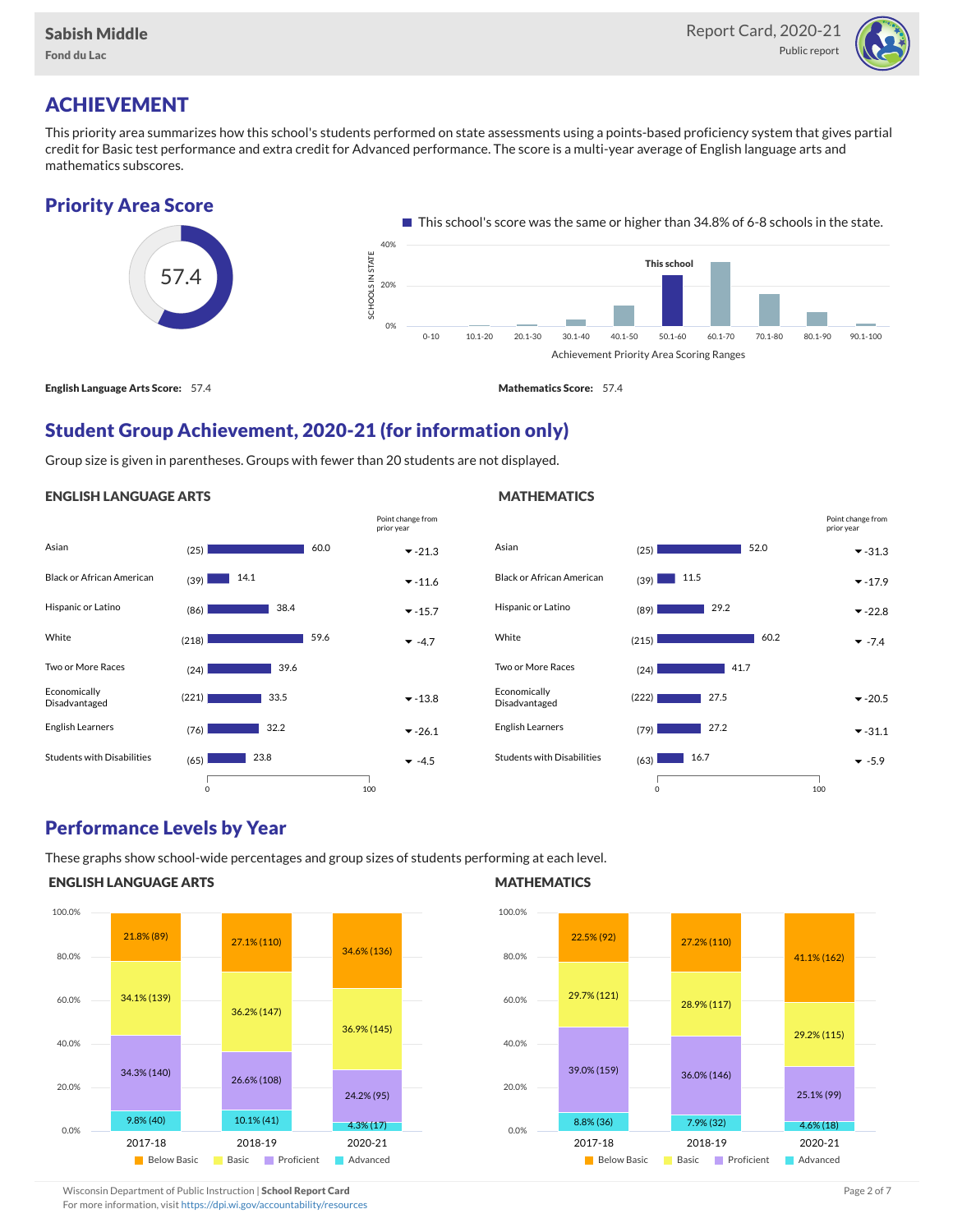# ACHIEVEMENT

This priority area summarizes how this school's students performed on state assessments using a points-based proficiency system that gives partial credit for Basic test performance and extra credit for Advanced performance. The score is a multi-year average of English language arts and mathematics subscores.

## Priority Area Score

57.4

This school's score was the same or higher than 34.8% of 6-8 schools in the state.

**English Language Arts Score:** 57.4

**Mathematics Score:** 57.4

## Student Group Achievement, 2020-21 (for information only)

Group size is given in parentheses. Groups with fewer than 20 students are not displayed.

### ENGLISH LANGUAGE ARTS

| Group | Size | Score | Point change from prior year |
|---|---|---|---|
| Asian | (25) | 60.0 | -21.3 |
| Black or African American | (39) | 14.1 | -11.6 |
| Hispanic or Latino | (86) | 38.4 | -15.7 |
| White | (218) | 59.6 | -4.7 |
| Two or More Races | (24) | 39.6 | |
| Economically Disadvantaged | (221) | 33.5 | -13.8 |
| English Learners | (76) | 32.2 | -26.1 |
| Students with Disabilities | (65) | 23.8 | -4.5 |

### MATHEMATICS

| Group | Size | Score | Point change from prior year |
|---|---|---|---|
| Asian | (25) | 52.0 | -31.3 |
| Black or African American | (39) | 11.5 | -17.9 |
| Hispanic or Latino | (89) | 29.2 | -22.8 |
| White | (215) | 60.2 | -7.4 |
| Two or More Races | (24) | 41.7 | |
| Economically Disadvantaged | (222) | 27.5 | -20.5 |
| English Learners | (79) | 27.2 | -31.1 |
| Students with Disabilities | (63) | 16.7 | -5.9 |

## Performance Levels by Year

These graphs show school-wide percentages and group sizes of students performing at each level.

### ENGLISH LANGUAGE ARTS

| Level | 2017-18 | 2018-19 | 2020-21 |
|---|---|---|---|
| Below Basic | 21.8% (89) | 27.1% (110) | 34.6% (136) |
| Basic | 34.1% (139) | 36.2% (147) | 36.9% (145) |
| Proficient | 34.3% (140) | 26.6% (108) | 24.2% (95) |
| Advanced | 9.8% (40) | 10.1% (41) | 4.3% (17) |

### MATHEMATICS

| Level | 2017-18 | 2018-19 | 2020-21 |
|---|---|---|---|
| Below Basic | 22.5% (92) | 27.2% (110) | 41.1% (162) |
| Basic | 29.7% (121) | 28.9% (117) | 29.2% (115) |
| Proficient | 39.0% (159) | 36.0% (146) | 25.1% (99) |
| Advanced | 8.8% (36) | 7.9% (32) | 4.6% (18) |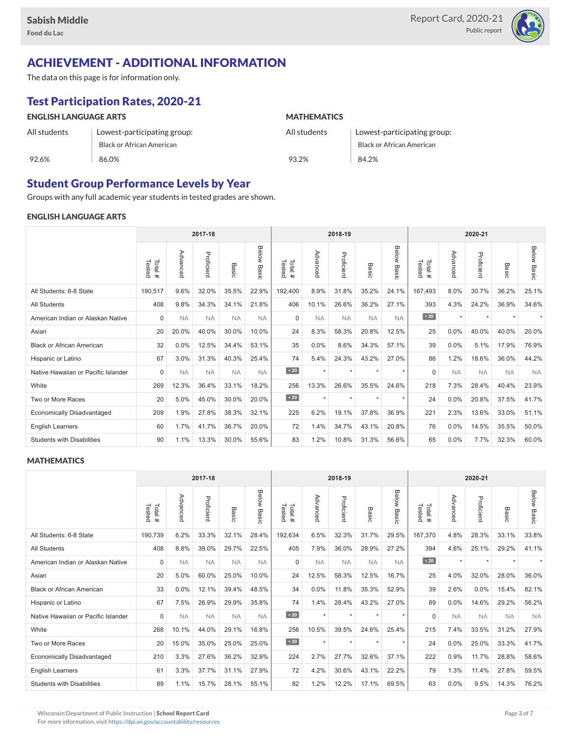Sabish Middle
Fond du Lac

Report Card, 2020-21
Public report

# ACHIEVEMENT - ADDITIONAL INFORMATION

The data on this page is for information only.

## Test Participation Rates, 2020-21

### ENGLISH LANGUAGE ARTS

| All students | Lowest-participating group: Black or African American |
|---|---|
| 92.6% | 86.0% |

### MATHEMATICS

| All students | Lowest-participating group: Black or African American |
|---|---|
| 93.2% | 84.2% |

## Student Group Performance Levels by Year

Groups with any full academic year students in tested grades are shown.

### ENGLISH LANGUAGE ARTS

| | 2017-18 | | | | | 2018-19 | | | | | 2020-21 | | | | |
|---|---|---|---|---|---|---|---|---|---|---|---|---|---|---|---|
| | Total # Tested | Advanced | Proficient | Basic | Below Basic | Total # Tested | Advanced | Proficient | Basic | Below Basic | Total # Tested | Advanced | Proficient | Basic | Below Basic |
| All Students: 6-8 State | 190,517 | 9.6% | 32.0% | 35.5% | 22.9% | 192,400 | 8.9% | 31.8% | 35.2% | 24.1% | 167,493 | 8.0% | 30.7% | 36.2% | 25.1% |
| All Students | 408 | 9.8% | 34.3% | 34.1% | 21.8% | 406 | 10.1% | 26.6% | 36.2% | 27.1% | 393 | 4.3% | 24.2% | 36.9% | 34.6% |
| American Indian or Alaskan Native | 0 | NA | NA | NA | NA | 0 | NA | NA | NA | NA | < 20 | * | * | * | * |
| Asian | 20 | 20.0% | 40.0% | 30.0% | 10.0% | 24 | 8.3% | 58.3% | 20.8% | 12.5% | 25 | 0.0% | 40.0% | 40.0% | 20.0% |
| Black or African American | 32 | 0.0% | 12.5% | 34.4% | 53.1% | 35 | 0.0% | 8.6% | 34.3% | 57.1% | 39 | 0.0% | 5.1% | 17.9% | 76.9% |
| Hispanic or Latino | 67 | 3.0% | 31.3% | 40.3% | 25.4% | 74 | 5.4% | 24.3% | 43.2% | 27.0% | 86 | 1.2% | 18.6% | 36.0% | 44.2% |
| Native Hawaiian or Pacific Islander | 0 | NA | NA | NA | NA | < 20 | * | * | * | * | 0 | NA | NA | NA | NA |
| White | 269 | 12.3% | 36.4% | 33.1% | 18.2% | 256 | 13.3% | 26.6% | 35.5% | 24.6% | 218 | 7.3% | 28.4% | 40.4% | 23.9% |
| Two or More Races | 20 | 5.0% | 45.0% | 30.0% | 20.0% | < 20 | * | * | * | * | 24 | 0.0% | 20.8% | 37.5% | 41.7% |
| Economically Disadvantaged | 209 | 1.9% | 27.8% | 38.3% | 32.1% | 225 | 6.2% | 19.1% | 37.8% | 36.9% | 221 | 2.3% | 13.6% | 33.0% | 51.1% |
| English Learners | 60 | 1.7% | 41.7% | 36.7% | 20.0% | 72 | 1.4% | 34.7% | 43.1% | 20.8% | 76 | 0.0% | 14.5% | 35.5% | 50.0% |
| Students with Disabilities | 90 | 1.1% | 13.3% | 30.0% | 55.6% | 83 | 1.2% | 10.8% | 31.3% | 56.6% | 65 | 0.0% | 7.7% | 32.3% | 60.0% |

### MATHEMATICS

| | 2017-18 | | | | | 2018-19 | | | | | 2020-21 | | | | |
|---|---|---|---|---|---|---|---|---|---|---|---|---|---|---|---|
| | Total # Tested | Advanced | Proficient | Basic | Below Basic | Total # Tested | Advanced | Proficient | Basic | Below Basic | Total # Tested | Advanced | Proficient | Basic | Below Basic |
| All Students: 6-8 State | 190,739 | 6.2% | 33.3% | 32.1% | 28.4% | 192,634 | 6.5% | 32.3% | 31.7% | 29.5% | 167,370 | 4.8% | 28.3% | 33.1% | 33.8% |
| All Students | 408 | 8.8% | 39.0% | 29.7% | 22.5% | 405 | 7.9% | 36.0% | 28.9% | 27.2% | 394 | 4.6% | 25.1% | 29.2% | 41.1% |
| American Indian or Alaskan Native | 0 | NA | NA | NA | NA | 0 | NA | NA | NA | NA | < 20 | * | * | * | * |
| Asian | 20 | 5.0% | 60.0% | 25.0% | 10.0% | 24 | 12.5% | 58.3% | 12.5% | 16.7% | 25 | 4.0% | 32.0% | 28.0% | 36.0% |
| Black or African American | 33 | 0.0% | 12.1% | 39.4% | 48.5% | 34 | 0.0% | 11.8% | 35.3% | 52.9% | 39 | 2.6% | 0.0% | 15.4% | 82.1% |
| Hispanic or Latino | 67 | 7.5% | 26.9% | 29.9% | 35.8% | 74 | 1.4% | 28.4% | 43.2% | 27.0% | 89 | 0.0% | 14.6% | 29.2% | 56.2% |
| Native Hawaiian or Pacific Islander | 0 | NA | NA | NA | NA | < 20 | * | * | * | * | 0 | NA | NA | NA | NA |
| White | 268 | 10.1% | 44.0% | 29.1% | 16.8% | 256 | 10.5% | 39.5% | 24.6% | 25.4% | 215 | 7.4% | 33.5% | 31.2% | 27.9% |
| Two or More Races | 20 | 15.0% | 35.0% | 25.0% | 25.0% | < 20 | * | * | * | * | 24 | 0.0% | 25.0% | 33.3% | 41.7% |
| Economically Disadvantaged | 210 | 3.3% | 27.6% | 36.2% | 32.9% | 224 | 2.7% | 27.7% | 32.6% | 37.1% | 222 | 0.9% | 11.7% | 28.8% | 58.6% |
| English Learners | 61 | 3.3% | 37.7% | 31.1% | 27.9% | 72 | 4.2% | 30.6% | 43.1% | 22.2% | 79 | 1.3% | 11.4% | 27.8% | 59.5% |
| Students with Disabilities | 89 | 1.1% | 15.7% | 28.1% | 55.1% | 82 | 1.2% | 12.2% | 17.1% | 69.5% | 63 | 0.0% | 9.5% | 14.3% | 76.2% |

Wisconsin Department of Public Instruction | **School Report Card**
For more information, visit https://dpi.wi.gov/accountability/resources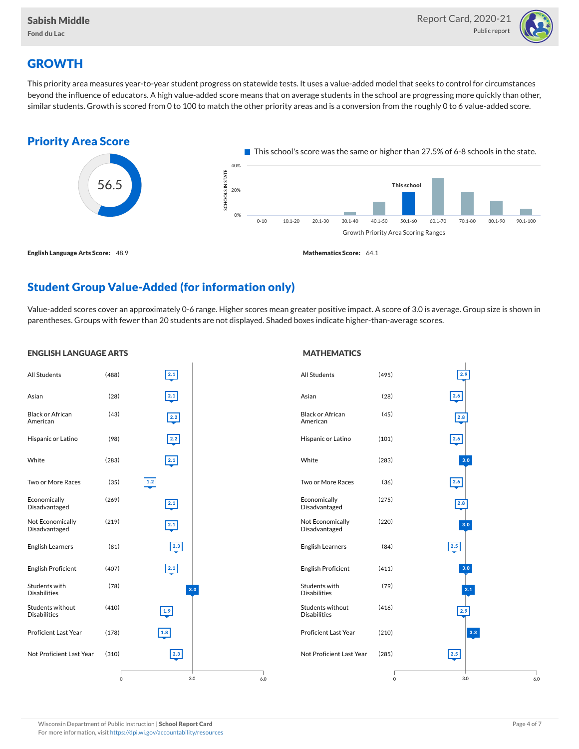# GROWTH

This priority area measures year-to-year student progress on statewide tests. It uses a value-added model that seeks to control for circumstances beyond the influence of educators. A high value-added score means that on average students in the school are progressing more quickly than other, similar students. Growth is scored from 0 to 100 to match the other priority areas and is a conversion from the roughly 0 to 6 value-added score.

## Priority Area Score

56.5

This school's score was the same or higher than 27.5% of 6-8 schools in the state.

**English Language Arts Score:** 48.9

**Mathematics Score:** 64.1

## Student Group Value-Added (for information only)

Value-added scores cover an approximately 0-6 range. Higher scores mean greater positive impact. A score of 3.0 is average. Group size is shown in parentheses. Groups with fewer than 20 students are not displayed. Shaded boxes indicate higher-than-average scores.

### ENGLISH LANGUAGE ARTS

| Group | Size | Value-Added |
|---|---|---|
| All Students | (488) | 2.1 |
| Asian | (28) | 2.1 |
| Black or African American | (43) | 2.2 |
| Hispanic or Latino | (98) | 2.2 |
| White | (283) | 2.1 |
| Two or More Races | (35) | 1.2 |
| Economically Disadvantaged | (269) | 2.1 |
| Not Economically Disadvantaged | (219) | 2.1 |
| English Learners | (81) | 2.3 |
| English Proficient | (407) | 2.1 |
| Students with Disabilities | (78) | 3.0 |
| Students without Disabilities | (410) | 1.9 |
| Proficient Last Year | (178) | 1.8 |
| Not Proficient Last Year | (310) | 2.3 |

### MATHEMATICS

| Group | Size | Value-Added |
|---|---|---|
| All Students | (495) | 2.9 |
| Asian | (28) | 2.6 |
| Black or African American | (45) | 2.8 |
| Hispanic or Latino | (101) | 2.6 |
| White | (283) | 3.0 |
| Two or More Races | (36) | 2.6 |
| Economically Disadvantaged | (275) | 2.8 |
| Not Economically Disadvantaged | (220) | 3.0 |
| English Learners | (84) | 2.5 |
| English Proficient | (411) | 3.0 |
| Students with Disabilities | (79) | 3.1 |
| Students without Disabilities | (416) | 2.9 |
| Proficient Last Year | (210) | 3.3 |
| Not Proficient Last Year | (285) | 2.5 |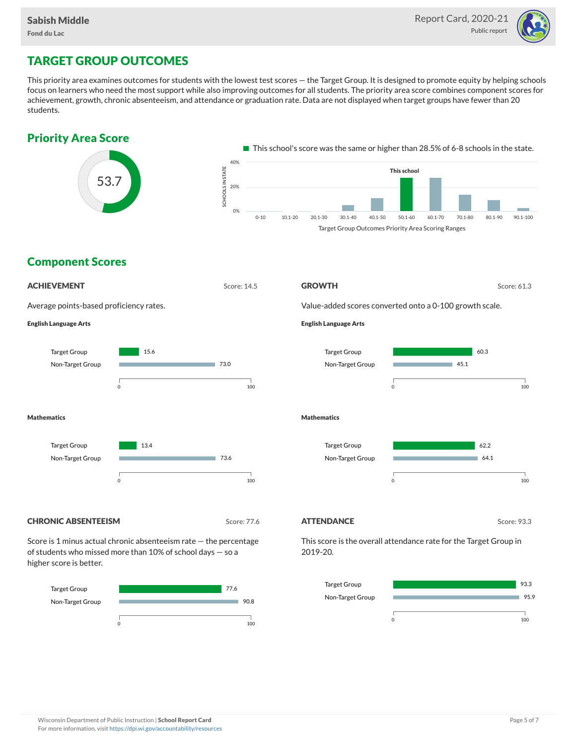## TARGET GROUP OUTCOMES

This priority area examines outcomes for students with the lowest test scores — the Target Group. It is designed to promote equity by helping schools focus on learners who need the most support while also improving outcomes for all students. The priority area score combines component scores for achievement, growth, chronic absenteeism, and attendance or graduation rate. Data are not displayed when target groups have fewer than 20 students.

### Priority Area Score

53.7

This school's score was the same or higher than 28.5% of 6-8 schools in the state.

Target Group Outcomes Priority Area Scoring Ranges: 0-10, 10.1-20, 20.1-30, 30.1-40, 40.1-50, 50.1-60 (This school), 60.1-70, 70.1-80, 80.1-90, 90.1-100

### Component Scores

#### ACHIEVEMENT

Score: 14.5

Average points-based proficiency rates.

**English Language Arts**

| Group | Score |
|---|---|
| Target Group | 15.6 |
| Non-Target Group | 73.0 |

**Mathematics**

| Group | Score |
|---|---|
| Target Group | 13.4 |
| Non-Target Group | 73.6 |

#### GROWTH

Score: 61.3

Value-added scores converted onto a 0-100 growth scale.

**English Language Arts**

| Group | Score |
|---|---|
| Target Group | 60.3 |
| Non-Target Group | 45.1 |

**Mathematics**

| Group | Score |
|---|---|
| Target Group | 62.2 |
| Non-Target Group | 64.1 |

#### CHRONIC ABSENTEEISM

Score: 77.6

Score is 1 minus actual chronic absenteeism rate — the percentage of students who missed more than 10% of school days — so a higher score is better.

| Group | Score |
|---|---|
| Target Group | 77.6 |
| Non-Target Group | 90.8 |

#### ATTENDANCE

Score: 93.3

This score is the overall attendance rate for the Target Group in 2019-20.

| Group | Score |
|---|---|
| Target Group | 93.3 |
| Non-Target Group | 95.9 |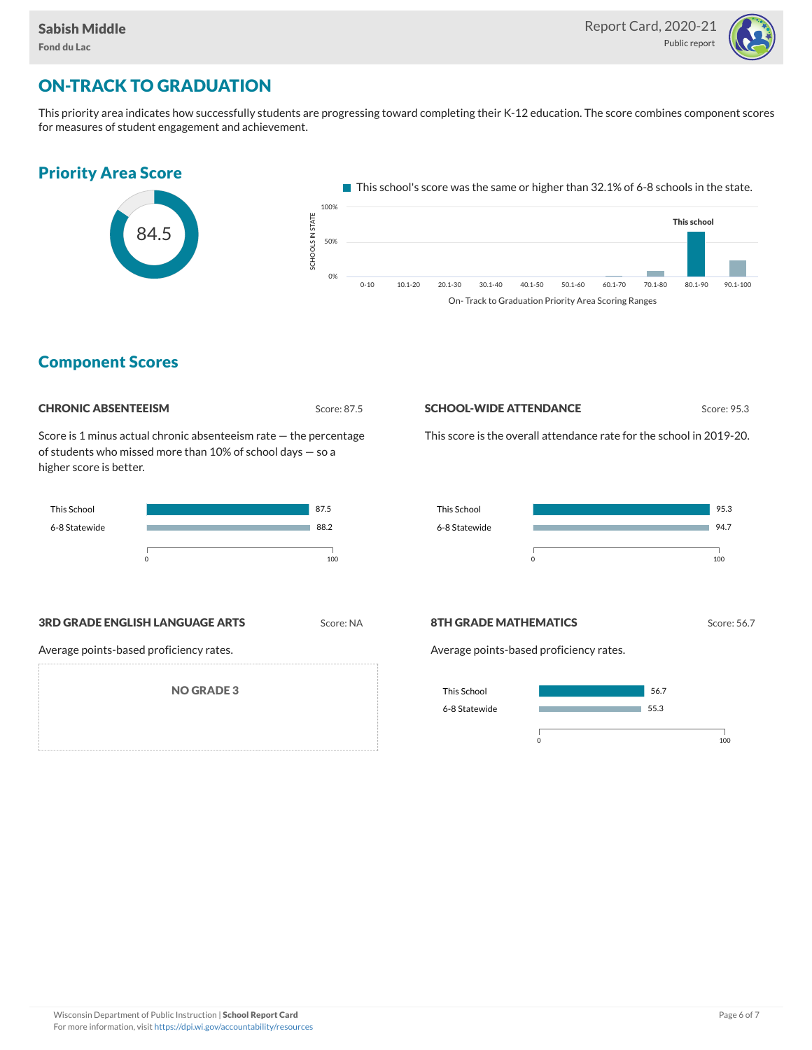## ON-TRACK TO GRADUATION

This priority area indicates how successfully students are progressing toward completing their K-12 education. The score combines component scores for measures of student engagement and achievement.

### Priority Area Score

84.5

This school's score was the same or higher than 32.1% of 6-8 schools in the state.

On- Track to Graduation Priority Area Scoring Ranges

### Component Scores

#### CHRONIC ABSENTEEISM

Score: 87.5

Score is 1 minus actual chronic absenteeism rate — the percentage of students who missed more than 10% of school days — so a higher score is better.

| | Score |
|---|---|
| This School | 87.5 |
| 6-8 Statewide | 88.2 |

#### SCHOOL-WIDE ATTENDANCE

Score: 95.3

This score is the overall attendance rate for the school in 2019-20.

| | Score |
|---|---|
| This School | 95.3 |
| 6-8 Statewide | 94.7 |

#### 3RD GRADE ENGLISH LANGUAGE ARTS

Score: NA

Average points-based proficiency rates.

NO GRADE 3

#### 8TH GRADE MATHEMATICS

Score: 56.7

Average points-based proficiency rates.

| | Score |
|---|---|
| This School | 56.7 |
| 6-8 Statewide | 55.3 |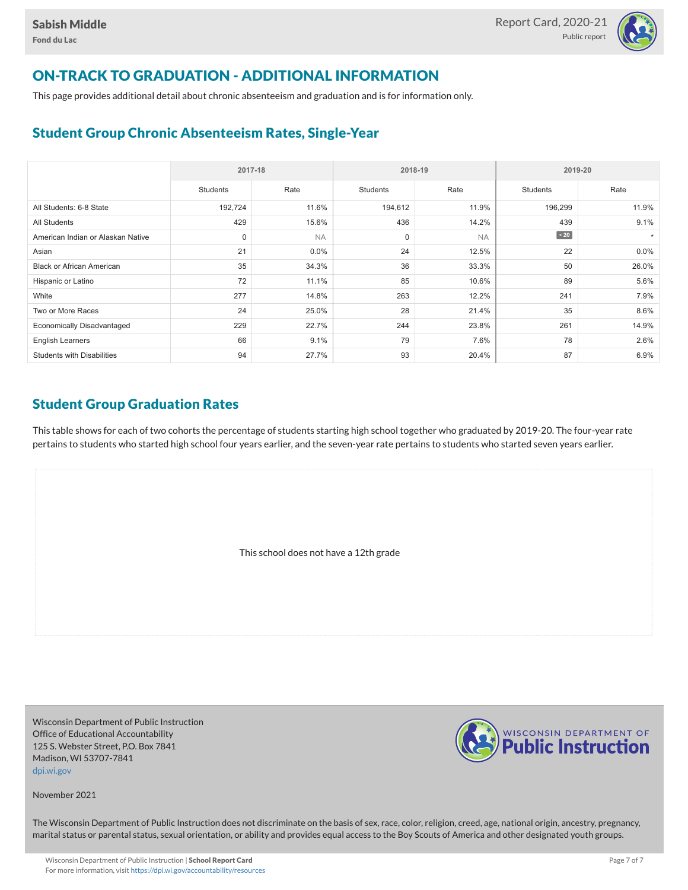Sabish Middle
Fond du Lac

Report Card, 2020-21
Public report

# ON-TRACK TO GRADUATION - ADDITIONAL INFORMATION

This page provides additional detail about chronic absenteeism and graduation and is for information only.

## Student Group Chronic Absenteeism Rates, Single-Year

| | 2017-18 | | 2018-19 | | 2019-20 | |
|---|---|---|---|---|---|---|
| | Students | Rate | Students | Rate | Students | Rate |
| All Students: 6-8 State | 192,724 | 11.6% | 194,612 | 11.9% | 196,299 | 11.9% |
| All Students | 429 | 15.6% | 436 | 14.2% | 439 | 9.1% |
| American Indian or Alaskan Native | 0 | NA | 0 | NA | < 20 | * |
| Asian | 21 | 0.0% | 24 | 12.5% | 22 | 0.0% |
| Black or African American | 35 | 34.3% | 36 | 33.3% | 50 | 26.0% |
| Hispanic or Latino | 72 | 11.1% | 85 | 10.6% | 89 | 5.6% |
| White | 277 | 14.8% | 263 | 12.2% | 241 | 7.9% |
| Two or More Races | 24 | 25.0% | 28 | 21.4% | 35 | 8.6% |
| Economically Disadvantaged | 229 | 22.7% | 244 | 23.8% | 261 | 14.9% |
| English Learners | 66 | 9.1% | 79 | 7.6% | 78 | 2.6% |
| Students with Disabilities | 94 | 27.7% | 93 | 20.4% | 87 | 6.9% |

## Student Group Graduation Rates

This table shows for each of two cohorts the percentage of students starting high school together who graduated by 2019-20. The four-year rate pertains to students who started high school four years earlier, and the seven-year rate pertains to students who started seven years earlier.

This school does not have a 12th grade

Wisconsin Department of Public Instruction
Office of Educational Accountability
125 S. Webster Street, P.O. Box 7841
Madison, WI 53707-7841
dpi.wi.gov

November 2021

The Wisconsin Department of Public Instruction does not discriminate on the basis of sex, race, color, religion, creed, age, national origin, ancestry, pregnancy, marital status or parental status, sexual orientation, or ability and provides equal access to the Boy Scouts of America and other designated youth groups.